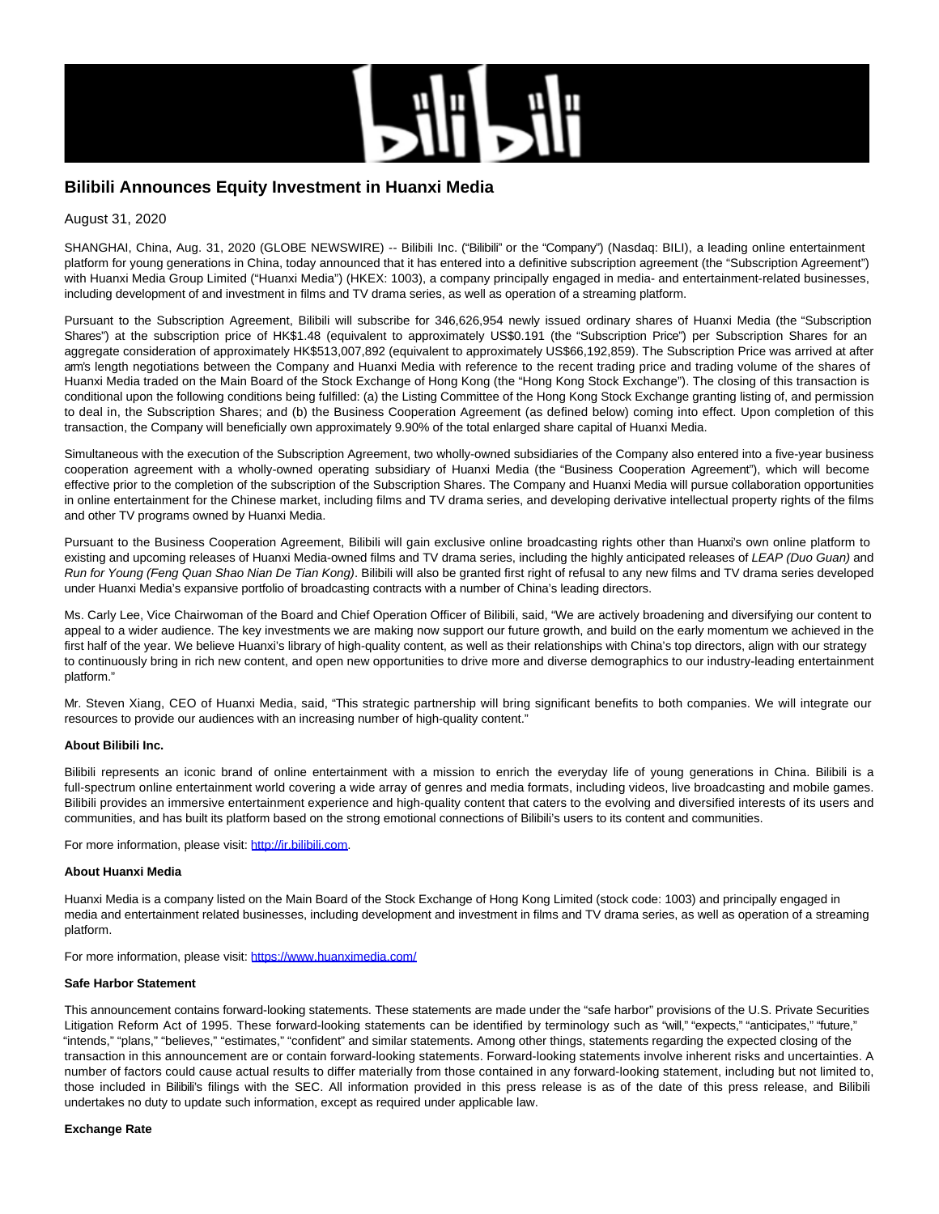# Bilibili Announces Equity Investment in Huanxi Media

August 31, 2020

SHANGHAI, China, Aug. 31, 2020 (GLOBE NEWSWIRE) -- Bilibili Inc. ("Bilibili" or the "Company") (Nasdaq: BILI), a leading online entertainment platform for young generations in China, today announced that it has entered into a definitive subscription agreement (the "Subscription Agreement") with Huanxi Media Group Limited ("Huanxi Media") (HKEX: 1003), a company principally engaged in media- and entertainment-related businesses, including development of and investment in films and TV drama series, as well as operation of a streaming platform.

Pursuant to the Subscription Agreement, Bilibili will subscribe for 346,626,954 newly issued ordinary shares of Huanxi Media (the "Subscription Shares") at the subscription price of HK$1.48 (equivalent to approximately US$0.191 (the "Subscription Price") per Subscription Shares for an aggregate consideration of approximately HK$513,007,892 (equivalent to approximately US$66,192,859). The Subscription Price was arrived at after arm's length negotiations between the Company and Huanxi Media with reference to the recent trading price and trading volume of the shares of Huanxi Media traded on the Main Board of the Stock Exchange of Hong Kong (the "Hong Kong Stock Exchange"). The closing of this transaction is conditional upon the following conditions being fulfilled: (a) the Listing Committee of the Hong Kong Stock Exchange granting listing of, and permission to deal in, the Subscription Shares; and (b) the Business Cooperation Agreement (as defined below) coming into effect. Upon completion of this transaction, the Company will beneficially own approximately 9.90% of the total enlarged share capital of Huanxi Media.

Simultaneous with the execution of the Subscription Agreement, two wholly-owned subsidiaries of the Company also entered into a five-year business cooperation agreement with a wholly-owned operating subsidiary of Huanxi Media (the "Business Cooperation Agreement"), which will become effective prior to the completion of the subscription of the Subscription Shares. The Company and Huanxi Media will pursue collaboration opportunities in online entertainment for the Chinese market, including films and TV drama series, and developing derivative intellectual property rights of the films and other TV programs owned by Huanxi Media.

Pursuant to the Business Cooperation Agreement, Bilibili will gain exclusive online broadcasting rights other than Huanxi's own online platform to existing and upcoming releases of Huanxi Media-owned films and TV drama series, including the highly anticipated releases of *LEAP (Duo Guan)* and *Run for Young (Feng Quan Shao Nian De Tian Kong)*. Bilibili will also be granted first right of refusal to any new films and TV drama series developed under Huanxi Media's expansive portfolio of broadcasting contracts with a number of China's leading directors.

Ms. Carly Lee, Vice Chairwoman of the Board and Chief Operation Officer of Bilibili, said, "We are actively broadening and diversifying our content to appeal to a wider audience. The key investments we are making now support our future growth, and build on the early momentum we achieved in the first half of the year. We believe Huanxi's library of high-quality content, as well as their relationships with China's top directors, align with our strategy to continuously bring in rich new content, and open new opportunities to drive more and diverse demographics to our industry-leading entertainment platform."

Mr. Steven Xiang, CEO of Huanxi Media, said, "This strategic partnership will bring significant benefits to both companies. We will integrate our resources to provide our audiences with an increasing number of high-quality content."

**About Bilibili Inc.**

Bilibili represents an iconic brand of online entertainment with a mission to enrich the everyday life of young generations in China. Bilibili is a full-spectrum online entertainment world covering a wide array of genres and media formats, including videos, live broadcasting and mobile games. Bilibili provides an immersive entertainment experience and high-quality content that caters to the evolving and diversified interests of its users and communities, and has built its platform based on the strong emotional connections of Bilibili's users to its content and communities.

For more information, please visit: http://ir.bilibili.com.

**About Huanxi Media**

Huanxi Media is a company listed on the Main Board of the Stock Exchange of Hong Kong Limited (stock code: 1003) and principally engaged in media and entertainment related businesses, including development and investment in films and TV drama series, as well as operation of a streaming platform.

For more information, please visit: https://www.huanximedia.com/

**Safe Harbor Statement**

This announcement contains forward-looking statements. These statements are made under the "safe harbor" provisions of the U.S. Private Securities Litigation Reform Act of 1995. These forward-looking statements can be identified by terminology such as "will," "expects," "anticipates," "future," "intends," "plans," "believes," "estimates," "confident" and similar statements. Among other things, statements regarding the expected closing of the transaction in this announcement are or contain forward-looking statements. Forward-looking statements involve inherent risks and uncertainties. A number of factors could cause actual results to differ materially from those contained in any forward-looking statement, including but not limited to, those included in Bilibili's filings with the SEC. All information provided in this press release is as of the date of this press release, and Bilibili undertakes no duty to update such information, except as required under applicable law.

**Exchange Rate**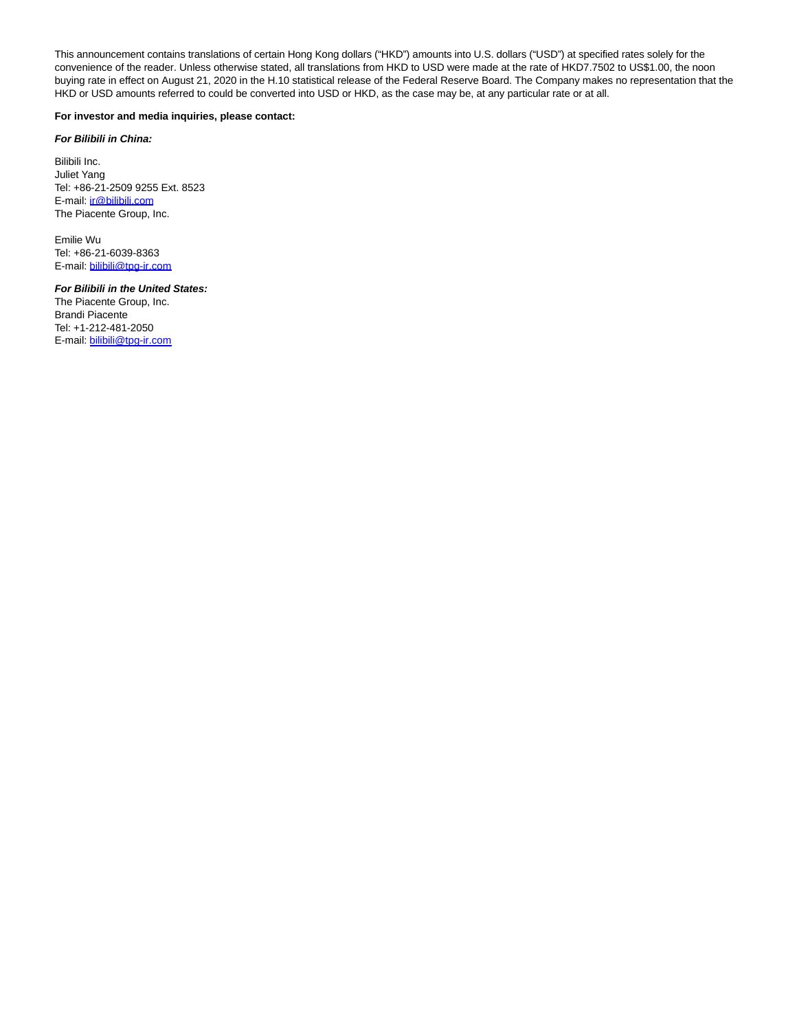This announcement contains translations of certain Hong Kong dollars ("HKD") amounts into U.S. dollars ("USD") at specified rates solely for the convenience of the reader. Unless otherwise stated, all translations from HKD to USD were made at the rate of HKD7.7502 to US$1.00, the noon buying rate in effect on August 21, 2020 in the H.10 statistical release of the Federal Reserve Board. The Company makes no representation that the HKD or USD amounts referred to could be converted into USD or HKD, as the case may be, at any particular rate or at all.

**For investor and media inquiries, please contact:**

***For Bilibili in China:***

Bilibili Inc.
Juliet Yang
Tel: +86-21-2509 9255 Ext. 8523
E-mail: ir@bilibili.com
The Piacente Group, Inc.

Emilie Wu
Tel: +86-21-6039-8363
E-mail: bilibili@tpg-ir.com

***For Bilibili in the United States:***
The Piacente Group, Inc.
Brandi Piacente
Tel: +1-212-481-2050
E-mail: bilibili@tpg-ir.com